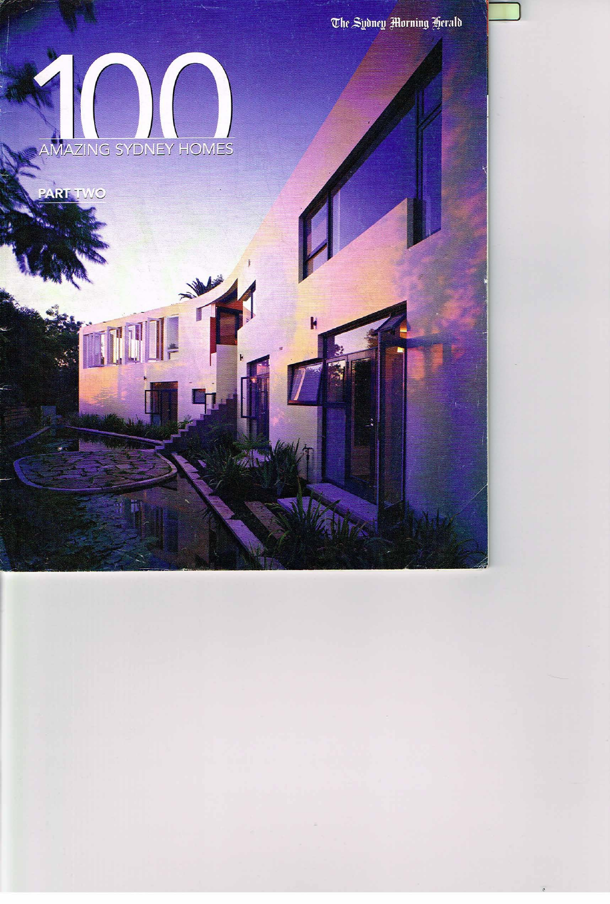The Sydney Morning Herald

# 100

## AMAZING SYDNEY HOMES

**PART TWO**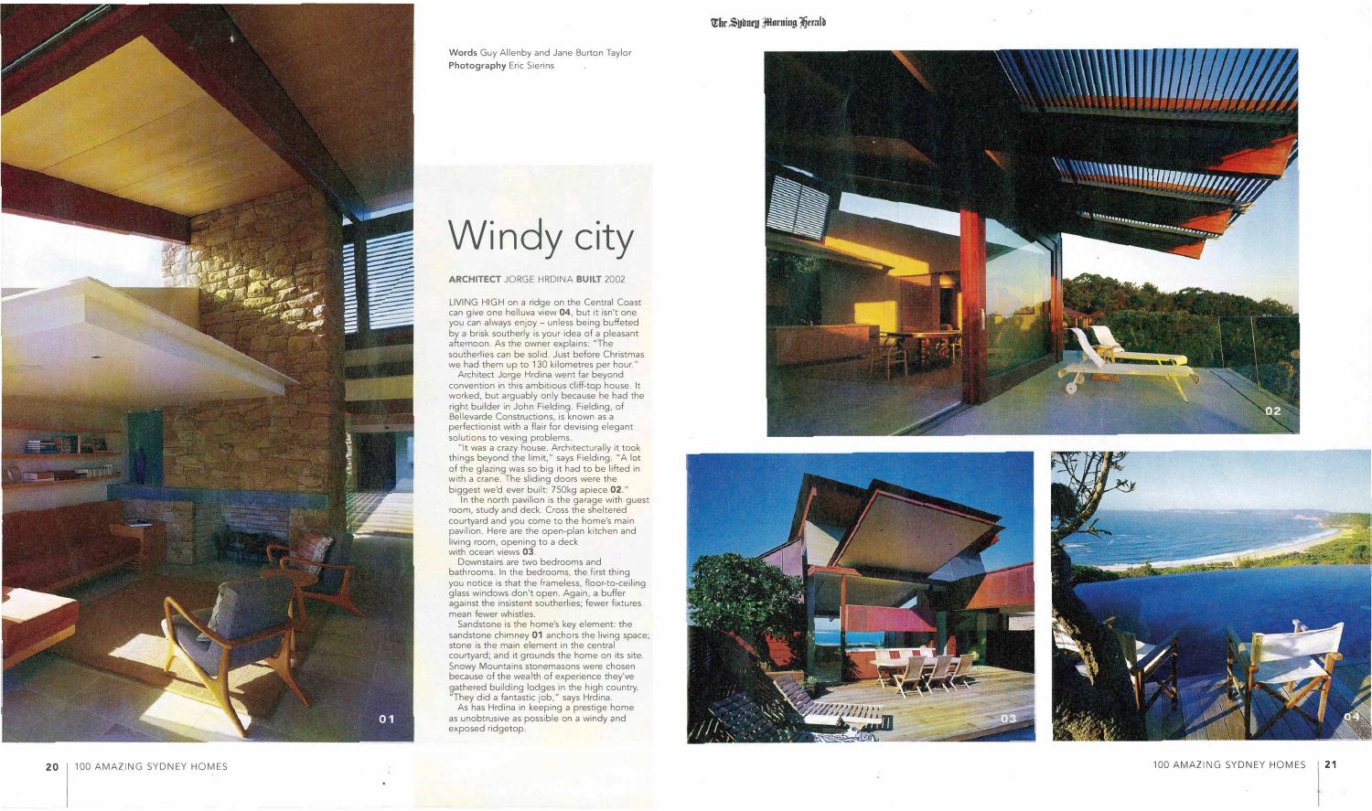**Words** Guy Allenby and Jane Burton Taylor
**Photography** Eric Sierins

# Windy city

**ARCHITECT** JORGE HRDINA **BUILT** 2002

LIVING HIGH on a ridge on the Central Coast can give one helluva view **04**, but it isn't one you can always enjoy – unless being buffeted by a brisk southerly is your idea of a pleasant afternoon. As the owner explains: "The southerlies can be solid. Just before Christmas we had them up to 130 kilometres per hour."

Architect Jorge Hrdina went far beyond convention in this ambitious cliff-top house. It worked, but arguably only because he had the right builder in John Fielding. Fielding, of Bellevarde Constructions, is known as a perfectionist with a flair for devising elegant solutions to vexing problems.

"It was a crazy house. Architecturally it took things beyond the limit," says Fielding. "A lot of the glazing was so big it had to be lifted in with a crane. The sliding doors were the biggest we'd ever built: 750kg apiece **02**."

In the north pavilion is the garage with guest room, study and deck. Cross the sheltered courtyard and you come to the home's main pavilion. Here are the open-plan kitchen and living room, opening to a deck with ocean views **03**.

Downstairs are two bedrooms and bathrooms. In the bedrooms, the first thing you notice is that the frameless, floor-to-ceiling glass windows don't open. Again, a buffer against the insistent southerlies; fewer fixtures mean fewer whistles.

Sandstone is the home's key element: the sandstone chimney **01** anchors the living space; stone is the main element in the central courtyard; and it grounds the home on its site. Snowy Mountains stonemasons were chosen because of the wealth of experience they've gathered building lodges in the high country. "They did a fantastic job," says Hrdina.

As has Hrdina in keeping a prestige home as unobtrusive as possible on a windy and exposed ridgetop.

01

02

03

04